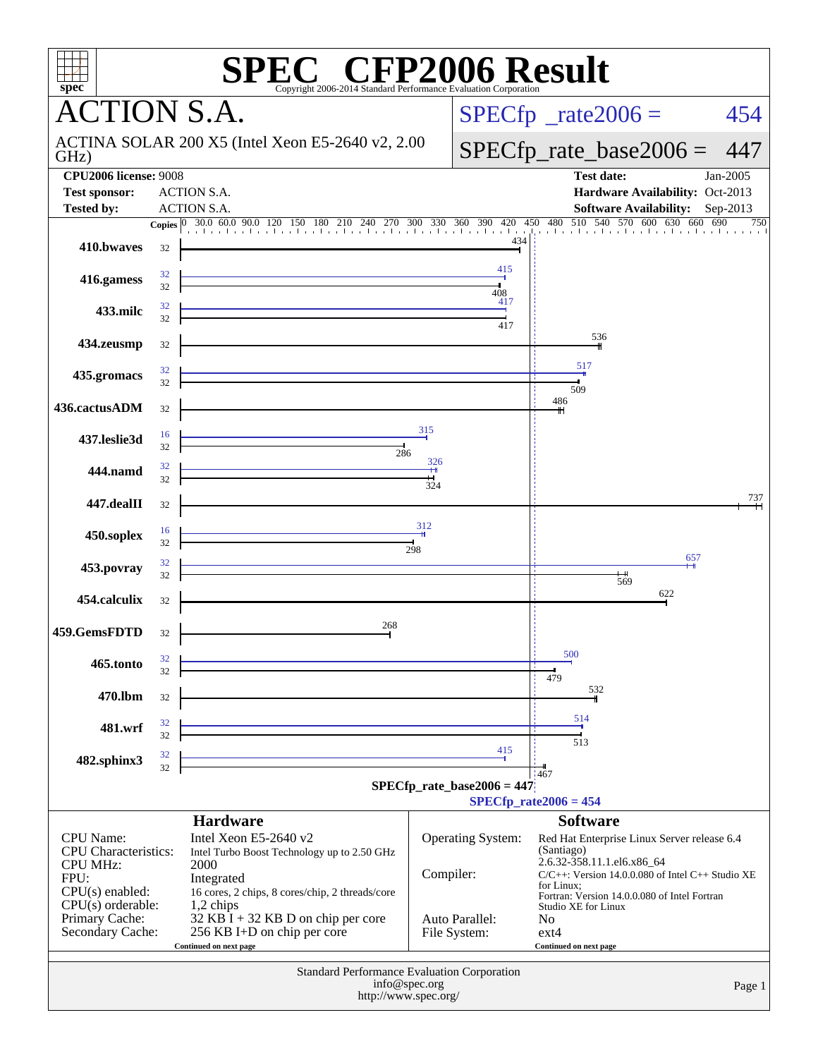# SPEC CFP2006 Result

Copyright 2006-2014 Standard Performance Evaluation Corporation

## ACTION S.A.

ACTINA SOLAR 200 X5 (Intel Xeon E5-2640 v2, 2.00 GHz)

SPECfp_rate2006 = 454

SPECfp_rate_base2006 = 447

| | | | |
|---|---|---|---|
| **CPU2006 license:** | 9008 | **Test date:** | Jan-2005 |
| **Test sponsor:** | ACTION S.A. | **Hardware Availability:** | Oct-2013 |
| **Tested by:** | ACTION S.A. | **Software Availability:** | Sep-2013 |

| Benchmark | Copies (peak) | Peak | Copies (base) | Base |
|---|---|---|---|---|
| 410.bwaves | | | 32 | 434 |
| 416.gamess | 32 | 415 | 32 | 408 |
| 433.milc | 32 | 417 | 32 | 417 |
| 434.zeusmp | | | 32 | 536 |
| 435.gromacs | 32 | 517 | 32 | 509 |
| 436.cactusADM | | | 32 | 486 |
| 437.leslie3d | 16 | 315 | 32 | 286 |
| 444.namd | 32 | 326 | 32 | 324 |
| 447.dealII | | | 32 | 737 |
| 450.soplex | 16 | 312 | 32 | 298 |
| 453.povray | 32 | 657 | 32 | 569 |
| 454.calculix | | | 32 | 622 |
| 459.GemsFDTD | | | 32 | 268 |
| 465.tonto | 32 | 500 | 32 | 479 |
| 470.lbm | | | 32 | 532 |
| 481.wrf | 32 | 514 | 32 | 513 |
| 482.sphinx3 | 32 | 415 | 32 | 467 |

SPECfp_rate_base2006 = 447

SPECfp_rate2006 = 454

### Hardware

| | |
|---|---|
| CPU Name: | Intel Xeon E5-2640 v2 |
| CPU Characteristics: | Intel Turbo Boost Technology up to 2.50 GHz |
| CPU MHz: | 2000 |
| FPU: | Integrated |
| CPU(s) enabled: | 16 cores, 2 chips, 8 cores/chip, 2 threads/core |
| CPU(s) orderable: | 1,2 chips |
| Primary Cache: | 32 KB I + 32 KB D on chip per core |
| Secondary Cache: | 256 KB I+D on chip per core |

Continued on next page

### Software

| | |
|---|---|
| Operating System: | Red Hat Enterprise Linux Server release 6.4 (Santiago) 2.6.32-358.11.1.el6.x86_64 |
| Compiler: | C/C++: Version 14.0.0.080 of Intel C++ Studio XE for Linux; Fortran: Version 14.0.0.080 of Intel Fortran Studio XE for Linux |
| Auto Parallel: | No |
| File System: | ext4 |

Continued on next page

Standard Performance Evaluation Corporation
info@spec.org
http://www.spec.org/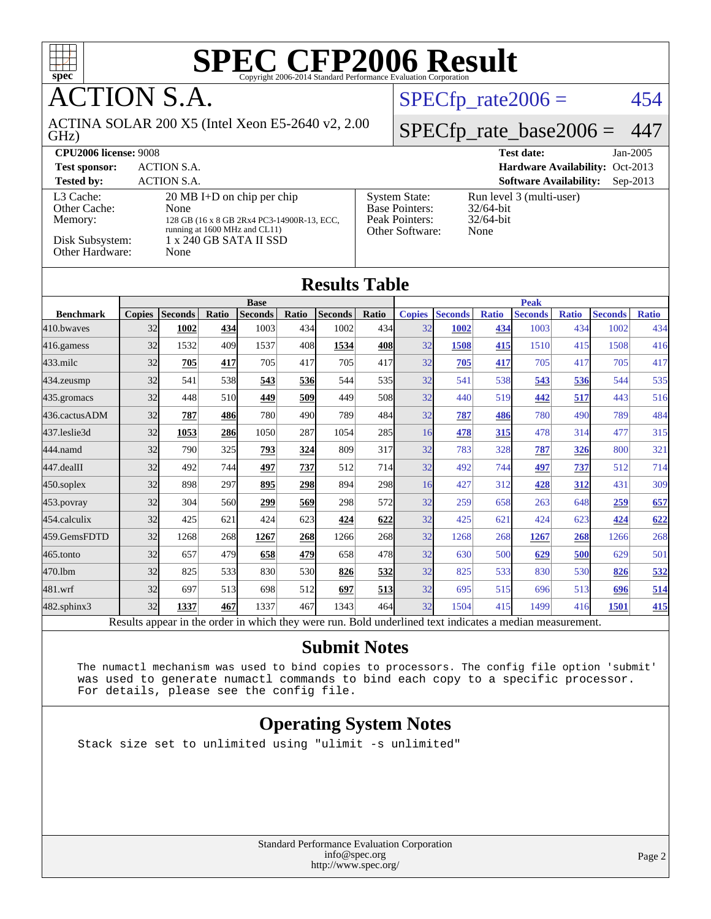# SPEC CFP2006 Result

Copyright 2006-2014 Standard Performance Evaluation Corporation

# ACTION S.A.

ACTINA SOLAR 200 X5 (Intel Xeon E5-2640 v2, 2.00 GHz)

SPECfp_rate2006 = 454

SPECfp_rate_base2006 = 447

**CPU2006 license:** 9008
**Test sponsor:** ACTION S.A.
**Tested by:** ACTION S.A.

**Test date:** Jan-2005
**Hardware Availability:** Oct-2013
**Software Availability:** Sep-2013

| | |
|---|---|
| L3 Cache: | 20 MB I+D on chip per chip |
| Other Cache: | None |
| Memory: | 128 GB (16 x 8 GB 2Rx4 PC3-14900R-13, ECC, running at 1600 MHz and CL11) |
| Disk Subsystem: | 1 x 240 GB SATA II SSD |
| Other Hardware: | None |

| | |
|---|---|
| System State: | Run level 3 (multi-user) |
| Base Pointers: | 32/64-bit |
| Peak Pointers: | 32/64-bit |
| Other Software: | None |

## Results Table

| Benchmark | Base | | | | | | | Peak | | | | | | |
|---|---|---|---|---|---|---|---|---|---|---|---|---|---|---|
| | Copies | Seconds | Ratio | Seconds | Ratio | Seconds | Ratio | Copies | Seconds | Ratio | Seconds | Ratio | Seconds | Ratio |
| 410.bwaves | 32 | **1002** | **434** | 1003 | 434 | 1002 | 434 | 32 | **1002** | **434** | 1003 | 434 | 1002 | 434 |
| 416.gamess | 32 | 1532 | 409 | 1537 | 408 | **1534** | **408** | 32 | **1508** | **415** | 1510 | 415 | 1508 | 416 |
| 433.milc | 32 | **705** | **417** | 705 | 417 | 705 | 417 | 32 | **705** | **417** | 705 | 417 | 705 | 417 |
| 434.zeusmp | 32 | 541 | 538 | **543** | **536** | 544 | 535 | 32 | 541 | 538 | **543** | **536** | 544 | 535 |
| 435.gromacs | 32 | 448 | 510 | **449** | **509** | 449 | 508 | 32 | 440 | 519 | **442** | **517** | 443 | 516 |
| 436.cactusADM | 32 | **787** | **486** | 780 | 490 | 789 | 484 | 32 | **787** | **486** | 780 | 490 | 789 | 484 |
| 437.leslie3d | 32 | **1053** | **286** | 1050 | 287 | 1054 | 285 | 16 | **478** | **315** | 478 | 314 | 477 | 315 |
| 444.namd | 32 | 790 | 325 | **793** | **324** | 809 | 317 | 32 | 783 | 328 | **787** | **326** | 800 | 321 |
| 447.dealII | 32 | 492 | 744 | **497** | **737** | 512 | 714 | 32 | 492 | 744 | **497** | **737** | 512 | 714 |
| 450.soplex | 32 | 898 | 297 | **895** | **298** | 894 | 298 | 16 | 427 | 312 | **428** | **312** | 431 | 309 |
| 453.povray | 32 | 304 | 560 | **299** | **569** | 298 | 572 | 32 | 259 | 658 | 263 | 648 | **259** | **657** |
| 454.calculix | 32 | 425 | 621 | 424 | 623 | **424** | **622** | 32 | 425 | 621 | 424 | 623 | **424** | **622** |
| 459.GemsFDTD | 32 | 1268 | 268 | **1267** | **268** | 1266 | 268 | 32 | 1268 | 268 | **1267** | **268** | 1266 | 268 |
| 465.tonto | 32 | 657 | 479 | **658** | **479** | 658 | 478 | 32 | 630 | 500 | **629** | **500** | 629 | 501 |
| 470.lbm | 32 | 825 | 533 | 830 | 530 | **826** | **532** | 32 | 825 | 533 | 830 | 530 | **826** | **532** |
| 481.wrf | 32 | 697 | 513 | 698 | 512 | **697** | **513** | 32 | 695 | 515 | 696 | 513 | **696** | **514** |
| 482.sphinx3 | 32 | **1337** | **467** | 1337 | 467 | 1343 | 464 | 32 | 1504 | 415 | 1499 | 416 | **1501** | **415** |

Results appear in the order in which they were run. Bold underlined text indicates a median measurement.

## Submit Notes

```
The numactl mechanism was used to bind copies to processors. The config file option 'submit'
was used to generate numactl commands to bind each copy to a specific processor.
For details, please see the config file.
```

## Operating System Notes

```
Stack size set to unlimited using "ulimit -s unlimited"
```

Standard Performance Evaluation Corporation
info@spec.org
http://www.spec.org/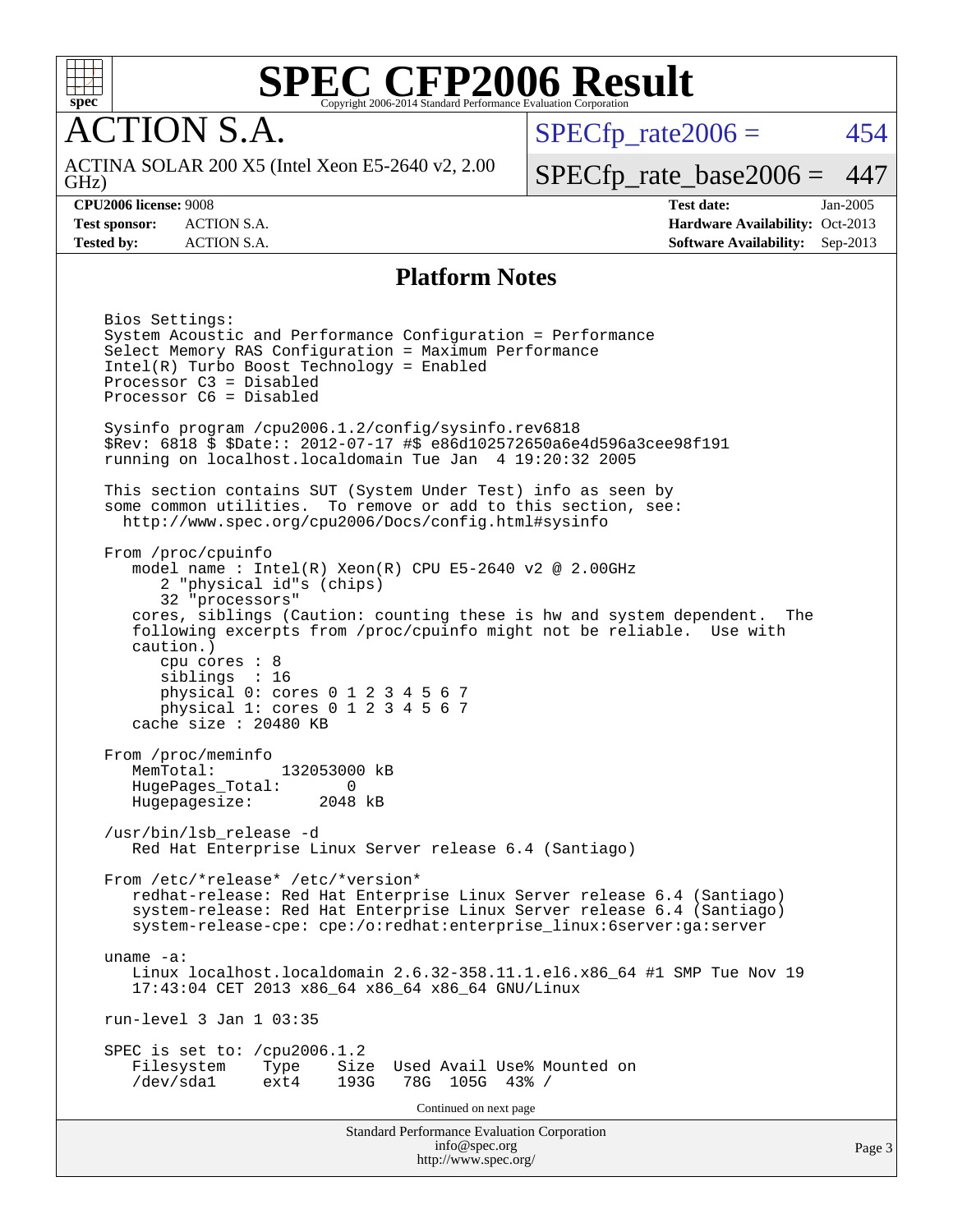# SPEC CFP2006 Result

Copyright 2006-2014 Standard Performance Evaluation Corporation

## ACTION S.A.

ACTINA SOLAR 200 X5 (Intel Xeon E5-2640 v2, 2.00 GHz)

SPECfp_rate2006 = 454

SPECfp_rate_base2006 = 447

| | | | |
|---|---|---|---|
| **CPU2006 license:** 9008 | | **Test date:** | Jan-2005 |
| **Test sponsor:** | ACTION S.A. | **Hardware Availability:** | Oct-2013 |
| **Tested by:** | ACTION S.A. | **Software Availability:** | Sep-2013 |

### Platform Notes

```
Bios Settings:
System Acoustic and Performance Configuration = Performance
Select Memory RAS Configuration = Maximum Performance
Intel(R) Turbo Boost Technology = Enabled
Processor C3 = Disabled
Processor C6 = Disabled

Sysinfo program /cpu2006.1.2/config/sysinfo.rev6818
$Rev: 6818 $ $Date:: 2012-07-17 #$ e86d102572650a6e4d596a3cee98f191
running on localhost.localdomain Tue Jan  4 19:20:32 2005

This section contains SUT (System Under Test) info as seen by
some common utilities.  To remove or add to this section, see:
  http://www.spec.org/cpu2006/Docs/config.html#sysinfo

From /proc/cpuinfo
   model name : Intel(R) Xeon(R) CPU E5-2640 v2 @ 2.00GHz
      2 "physical id"s (chips)
      32 "processors"
   cores, siblings (Caution: counting these is hw and system dependent.  The
   following excerpts from /proc/cpuinfo might not be reliable.  Use with
   caution.)
      cpu cores : 8
      siblings  : 16
      physical 0: cores 0 1 2 3 4 5 6 7
      physical 1: cores 0 1 2 3 4 5 6 7
   cache size : 20480 KB

From /proc/meminfo
   MemTotal:       132053000 kB
   HugePages_Total:       0
   Hugepagesize:       2048 kB

/usr/bin/lsb_release -d
   Red Hat Enterprise Linux Server release 6.4 (Santiago)

From /etc/*release* /etc/*version*
   redhat-release: Red Hat Enterprise Linux Server release 6.4 (Santiago)
   system-release: Red Hat Enterprise Linux Server release 6.4 (Santiago)
   system-release-cpe: cpe:/o:redhat:enterprise_linux:6server:ga:server

uname -a:
   Linux localhost.localdomain 2.6.32-358.11.1.el6.x86_64 #1 SMP Tue Nov 19
   17:43:04 CET 2013 x86_64 x86_64 x86_64 GNU/Linux

run-level 3 Jan 1 03:35

SPEC is set to: /cpu2006.1.2
   Filesystem    Type    Size  Used Avail Use% Mounted on
   /dev/sda1     ext4    193G   78G  105G  43% /
```

Continued on next page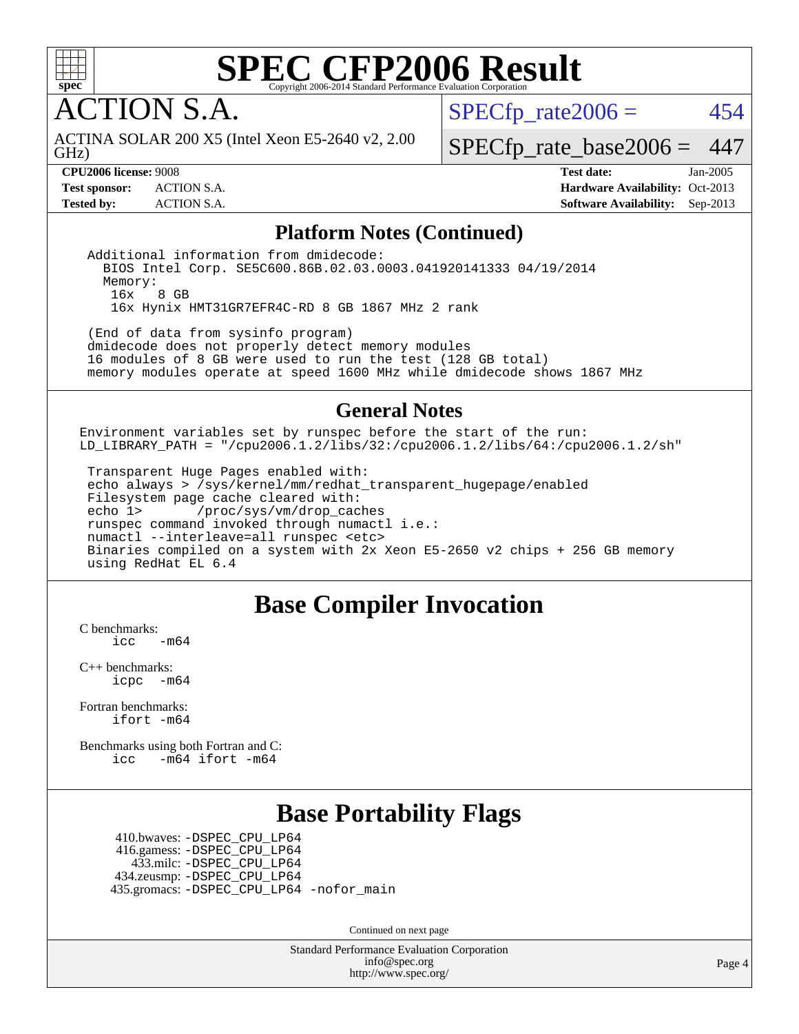# SPEC CFP2006 Result

Copyright 2006-2014 Standard Performance Evaluation Corporation

## ACTION S.A.

ACTINA SOLAR 200 X5 (Intel Xeon E5-2640 v2, 2.00 GHz)

SPECfp_rate2006 = 454

SPECfp_rate_base2006 = 447

**CPU2006 license:** 9008
**Test sponsor:** ACTION S.A.
**Tested by:** ACTION S.A.

**Test date:** Jan-2005
**Hardware Availability:** Oct-2013
**Software Availability:** Sep-2013

## Platform Notes (Continued)

```
Additional information from dmidecode:
  BIOS Intel Corp. SE5C600.86B.02.03.0003.041920141333 04/19/2014
  Memory:
   16x   8 GB
   16x Hynix HMT31GR7EFR4C-RD 8 GB 1867 MHz 2 rank

 (End of data from sysinfo program)
 dmidecode does not properly detect memory modules
 16 modules of 8 GB were used to run the test (128 GB total)
 memory modules operate at speed 1600 MHz while dmidecode shows 1867 MHz
```

## General Notes

```
Environment variables set by runspec before the start of the run:
LD_LIBRARY_PATH = "/cpu2006.1.2/libs/32:/cpu2006.1.2/libs/64:/cpu2006.1.2/sh"

 Transparent Huge Pages enabled with:
 echo always > /sys/kernel/mm/redhat_transparent_hugepage/enabled
 Filesystem page cache cleared with:
 echo 1>       /proc/sys/vm/drop_caches
 runspec command invoked through numactl i.e.:
 numactl --interleave=all runspec <etc>
 Binaries compiled on a system with 2x Xeon E5-2650 v2 chips + 256 GB memory
 using RedHat EL 6.4
```

## Base Compiler Invocation

C benchmarks:
```
icc   -m64
```

C++ benchmarks:
```
icpc  -m64
```

Fortran benchmarks:
```
ifort -m64
```

Benchmarks using both Fortran and C:
```
icc   -m64 ifort -m64
```

## Base Portability Flags

```
 410.bwaves: -DSPEC_CPU_LP64
 416.gamess: -DSPEC_CPU_LP64
   433.milc: -DSPEC_CPU_LP64
 434.zeusmp: -DSPEC_CPU_LP64
435.gromacs: -DSPEC_CPU_LP64 -nofor_main
```

Continued on next page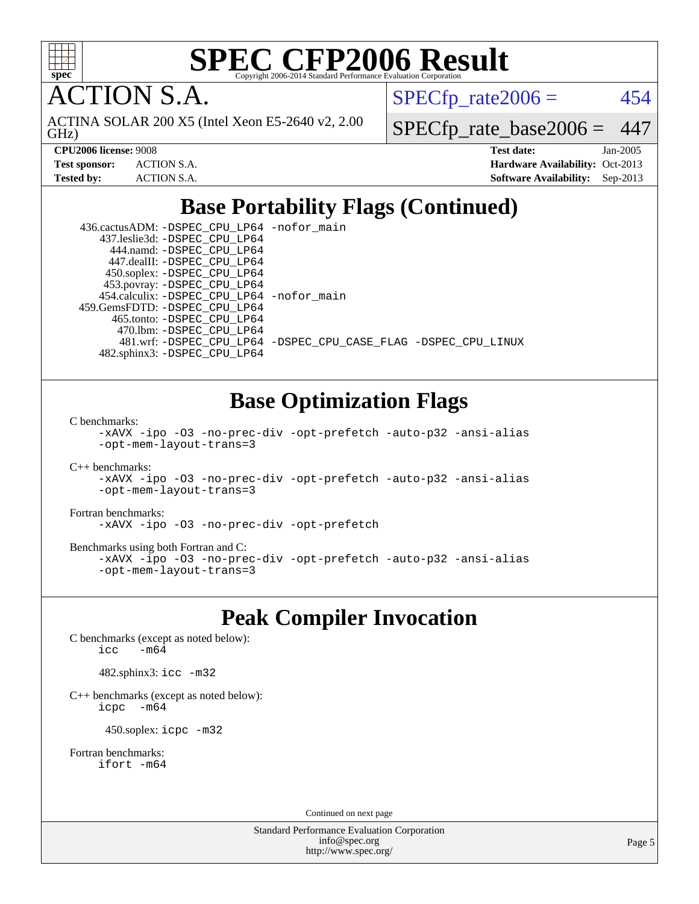# ACTION S.A.

ACTINA SOLAR 200 X5 (Intel Xeon E5-2640 v2, 2.00 GHz)

SPECfp_rate2006 = 454

SPECfp_rate_base2006 = 447

**CPU2006 license:** 9008
**Test sponsor:** ACTION S.A.
**Tested by:** ACTION S.A.

**Test date:** Jan-2005
**Hardware Availability:** Oct-2013
**Software Availability:** Sep-2013

## Base Portability Flags (Continued)

436.cactusADM: `-DSPEC_CPU_LP64 -nofor_main`
437.leslie3d: `-DSPEC_CPU_LP64`
444.namd: `-DSPEC_CPU_LP64`
447.dealII: `-DSPEC_CPU_LP64`
450.soplex: `-DSPEC_CPU_LP64`
453.povray: `-DSPEC_CPU_LP64`
454.calculix: `-DSPEC_CPU_LP64 -nofor_main`
459.GemsFDTD: `-DSPEC_CPU_LP64`
465.tonto: `-DSPEC_CPU_LP64`
470.lbm: `-DSPEC_CPU_LP64`
481.wrf: `-DSPEC_CPU_LP64 -DSPEC_CPU_CASE_FLAG -DSPEC_CPU_LINUX`
482.sphinx3: `-DSPEC_CPU_LP64`

## Base Optimization Flags

C benchmarks:

```
-xAVX -ipo -O3 -no-prec-div -opt-prefetch -auto-p32 -ansi-alias
-opt-mem-layout-trans=3
```

C++ benchmarks:

```
-xAVX -ipo -O3 -no-prec-div -opt-prefetch -auto-p32 -ansi-alias
-opt-mem-layout-trans=3
```

Fortran benchmarks:

```
-xAVX -ipo -O3 -no-prec-div -opt-prefetch
```

Benchmarks using both Fortran and C:

```
-xAVX -ipo -O3 -no-prec-div -opt-prefetch -auto-p32 -ansi-alias
-opt-mem-layout-trans=3
```

## Peak Compiler Invocation

C benchmarks (except as noted below):

```
icc   -m64
```

482.sphinx3: `icc -m32`

C++ benchmarks (except as noted below):

```
icpc   -m64
```

450.soplex: `icpc -m32`

Fortran benchmarks:

```
ifort -m64
```

Continued on next page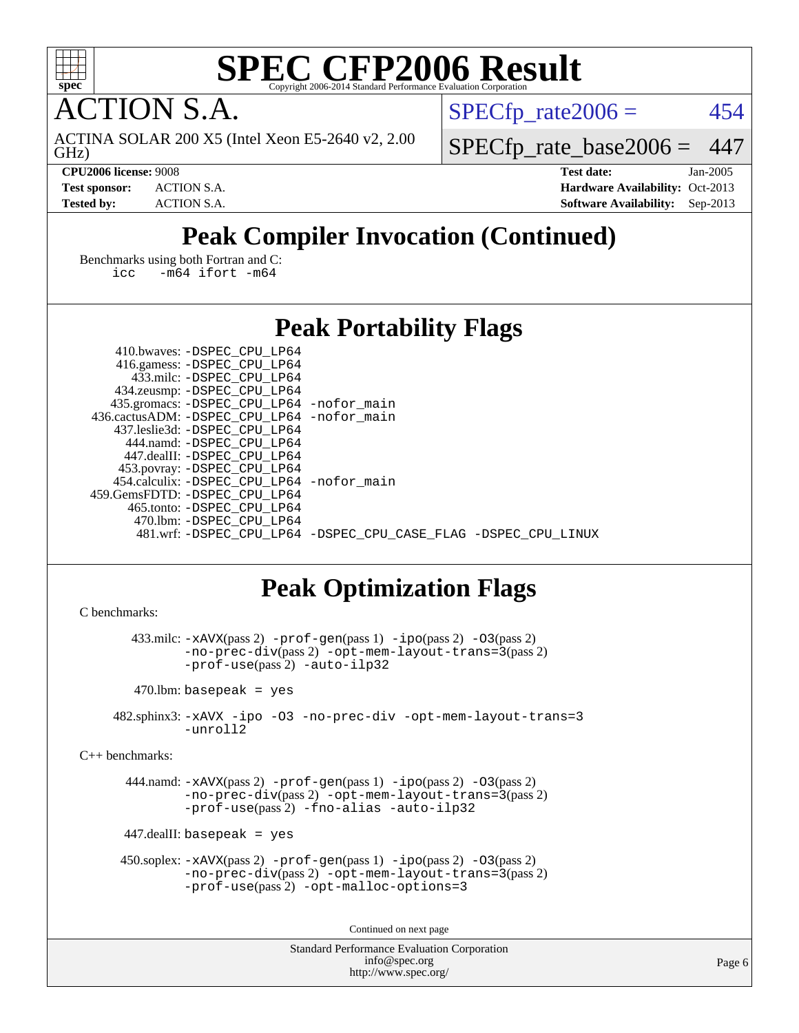# SPEC CFP2006 Result

# ACTION S.A.

ACTINA SOLAR 200 X5 (Intel Xeon E5-2640 v2, 2.00 GHz)

SPECfp_rate2006 = 454

SPECfp_rate_base2006 = 447

**CPU2006 license:** 9008
**Test sponsor:** ACTION S.A.
**Tested by:** ACTION S.A.

**Test date:** Jan-2005
**Hardware Availability:** Oct-2013
**Software Availability:** Sep-2013

## Peak Compiler Invocation (Continued)

Benchmarks using both Fortran and C:
```
icc   -m64 ifort -m64
```

## Peak Portability Flags

410.bwaves: -DSPEC_CPU_LP64
416.gamess: -DSPEC_CPU_LP64
433.milc: -DSPEC_CPU_LP64
434.zeusmp: -DSPEC_CPU_LP64
435.gromacs: -DSPEC_CPU_LP64 -nofor_main
436.cactusADM: -DSPEC_CPU_LP64 -nofor_main
437.leslie3d: -DSPEC_CPU_LP64
444.namd: -DSPEC_CPU_LP64
447.dealII: -DSPEC_CPU_LP64
453.povray: -DSPEC_CPU_LP64
454.calculix: -DSPEC_CPU_LP64 -nofor_main
459.GemsFDTD: -DSPEC_CPU_LP64
465.tonto: -DSPEC_CPU_LP64
470.lbm: -DSPEC_CPU_LP64
481.wrf: -DSPEC_CPU_LP64 -DSPEC_CPU_CASE_FLAG -DSPEC_CPU_LINUX

## Peak Optimization Flags

C benchmarks:

433.milc: -xAVX(pass 2) -prof-gen(pass 1) -ipo(pass 2) -O3(pass 2) -no-prec-div(pass 2) -opt-mem-layout-trans=3(pass 2) -prof-use(pass 2) -auto-ilp32

470.lbm: basepeak = yes

482.sphinx3: -xAVX -ipo -O3 -no-prec-div -opt-mem-layout-trans=3 -unroll2

C++ benchmarks:

444.namd: -xAVX(pass 2) -prof-gen(pass 1) -ipo(pass 2) -O3(pass 2) -no-prec-div(pass 2) -opt-mem-layout-trans=3(pass 2) -prof-use(pass 2) -fno-alias -auto-ilp32

447.dealII: basepeak = yes

450.soplex: -xAVX(pass 2) -prof-gen(pass 1) -ipo(pass 2) -O3(pass 2) -no-prec-div(pass 2) -opt-mem-layout-trans=3(pass 2) -prof-use(pass 2) -opt-malloc-options=3

Continued on next page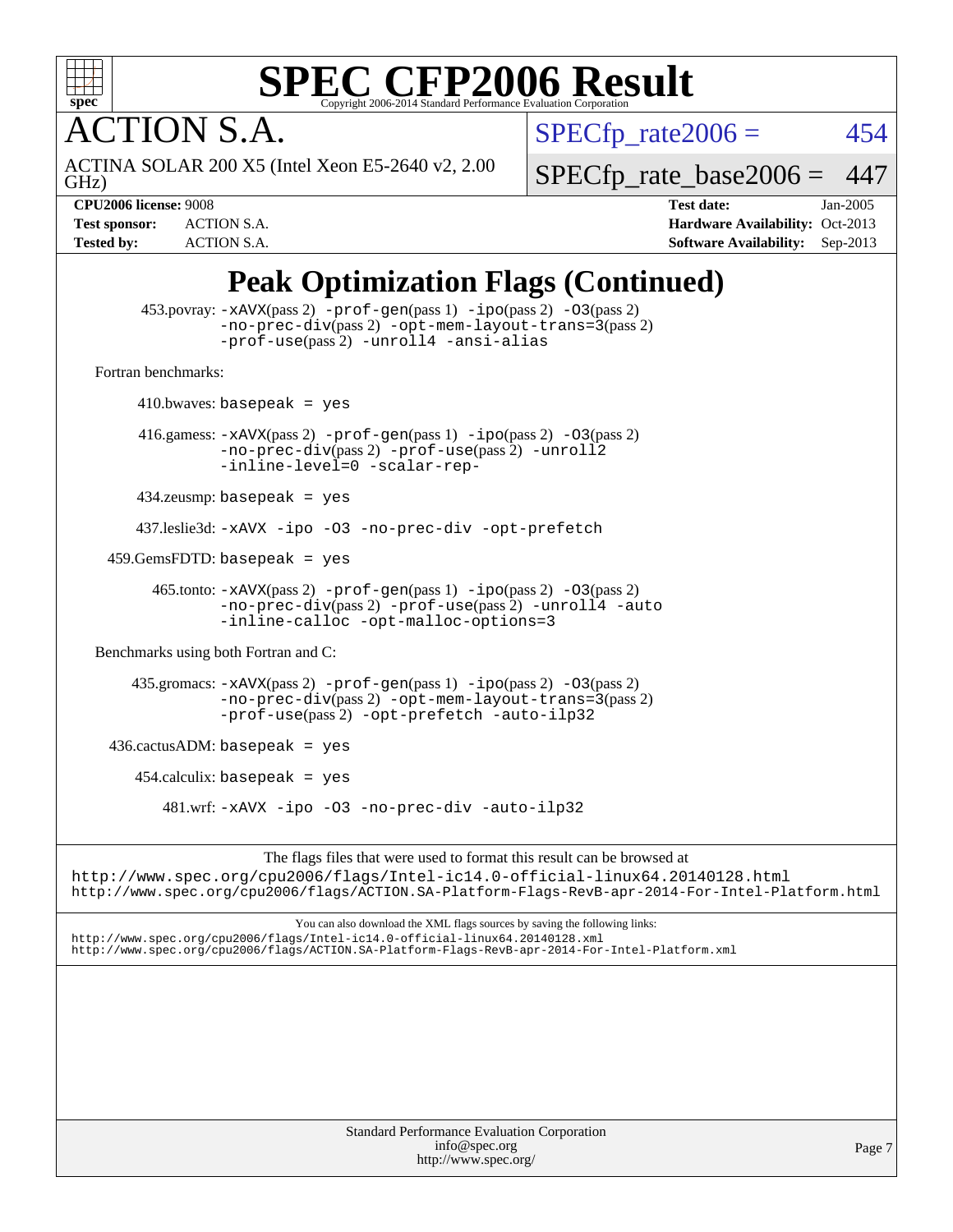# SPEC CFP2006 Result

Copyright 2006-2014 Standard Performance Evaluation Corporation

**ACTION S.A.**

ACTINA SOLAR 200 X5 (Intel Xeon E5-2640 v2, 2.00 GHz)

SPECfp_rate2006 = 454

SPECfp_rate_base2006 = 447

**CPU2006 license:** 9008
**Test sponsor:** ACTION S.A.
**Tested by:** ACTION S.A.

**Test date:** Jan-2005
**Hardware Availability:** Oct-2013
**Software Availability:** Sep-2013

## Peak Optimization Flags (Continued)

453.povray: `-xAVX`(pass 2) `-prof-gen`(pass 1) `-ipo`(pass 2) `-O3`(pass 2) `-no-prec-div`(pass 2) `-opt-mem-layout-trans=3`(pass 2) `-prof-use`(pass 2) `-unroll4` `-ansi-alias`

Fortran benchmarks:

410.bwaves: `basepeak = yes`

416.gamess: `-xAVX`(pass 2) `-prof-gen`(pass 1) `-ipo`(pass 2) `-O3`(pass 2) `-no-prec-div`(pass 2) `-prof-use`(pass 2) `-unroll2` `-inline-level=0` `-scalar-rep-`

434.zeusmp: `basepeak = yes`

437.leslie3d: `-xAVX -ipo -O3 -no-prec-div -opt-prefetch`

459.GemsFDTD: `basepeak = yes`

465.tonto: `-xAVX`(pass 2) `-prof-gen`(pass 1) `-ipo`(pass 2) `-O3`(pass 2) `-no-prec-div`(pass 2) `-prof-use`(pass 2) `-unroll4` `-auto` `-inline-calloc` `-opt-malloc-options=3`

Benchmarks using both Fortran and C:

435.gromacs: `-xAVX`(pass 2) `-prof-gen`(pass 1) `-ipo`(pass 2) `-O3`(pass 2) `-no-prec-div`(pass 2) `-opt-mem-layout-trans=3`(pass 2) `-prof-use`(pass 2) `-opt-prefetch` `-auto-ilp32`

436.cactusADM: `basepeak = yes`

454.calculix: `basepeak = yes`

481.wrf: `-xAVX -ipo -O3 -no-prec-div -auto-ilp32`

The flags files that were used to format this result can be browsed at
http://www.spec.org/cpu2006/flags/Intel-ic14.0-official-linux64.20140128.html
http://www.spec.org/cpu2006/flags/ACTION.SA-Platform-Flags-RevB-apr-2014-For-Intel-Platform.html

You can also download the XML flags sources by saving the following links:
http://www.spec.org/cpu2006/flags/Intel-ic14.0-official-linux64.20140128.xml
http://www.spec.org/cpu2006/flags/ACTION.SA-Platform-Flags-RevB-apr-2014-For-Intel-Platform.xml

Standard Performance Evaluation Corporation
info@spec.org
http://www.spec.org/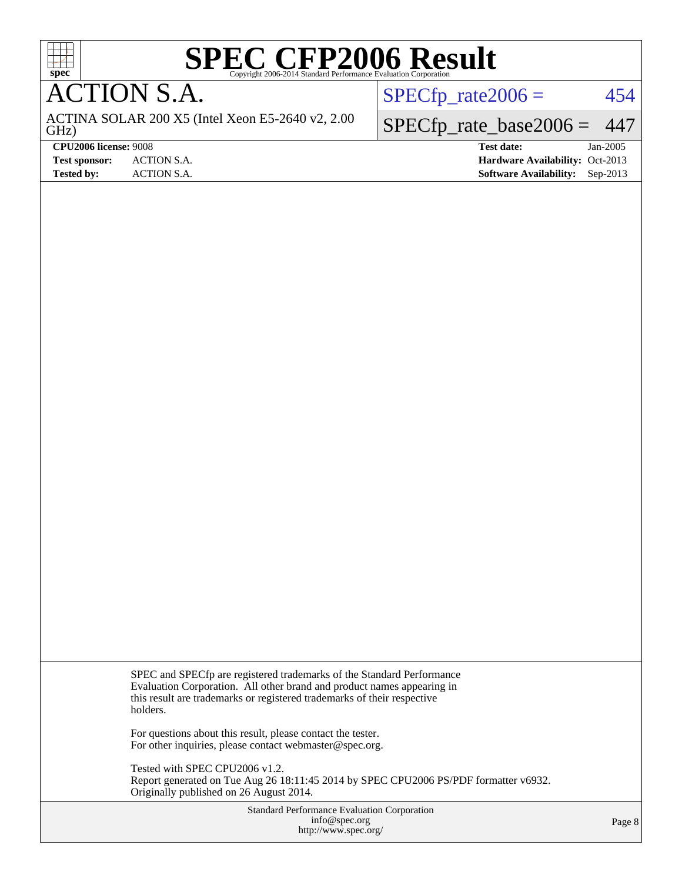ACTION S.A.

ACTINA SOLAR 200 X5 (Intel Xeon E5-2640 v2, 2.00 GHz)

SPECfp_rate2006 = 454

SPECfp_rate_base2006 = 447

**CPU2006 license:** 9008
**Test sponsor:** ACTION S.A.
**Tested by:** ACTION S.A.

**Test date:** Jan-2005
**Hardware Availability:** Oct-2013
**Software Availability:** Sep-2013

SPEC and SPECfp are registered trademarks of the Standard Performance Evaluation Corporation. All other brand and product names appearing in this result are trademarks or registered trademarks of their respective holders.

For questions about this result, please contact the tester.
For other inquiries, please contact webmaster@spec.org.

Tested with SPEC CPU2006 v1.2.
Report generated on Tue Aug 26 18:11:45 2014 by SPEC CPU2006 PS/PDF formatter v6932.
Originally published on 26 August 2014.